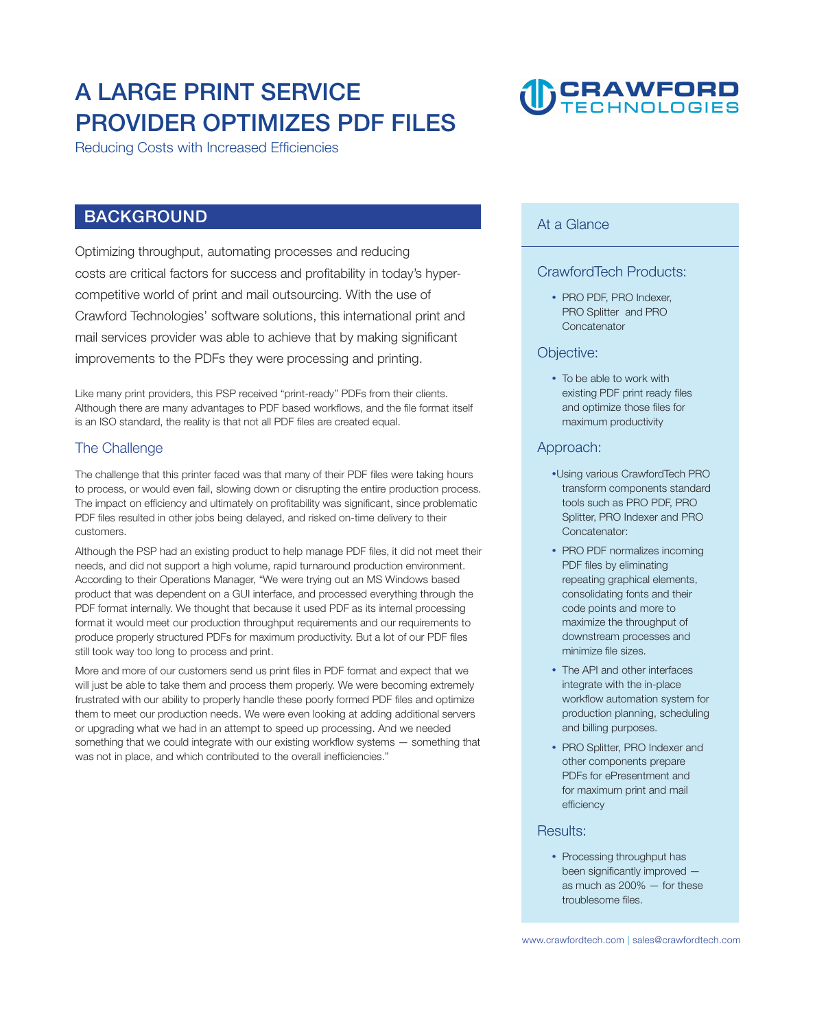# A LARGE PRINT SERVICE PROVIDER OPTIMIZES PDF FILES

Reducing Costs with Increased Efficiencies

CRAWFORD TECHNOLOGIES

## BACKGROUND

Optimizing throughput, automating processes and reducing costs are critical factors for success and profitability in today's hyper-competitive world of print and mail outsourcing. With the use of Crawford Technologies' software solutions, this international print and mail services provider was able to achieve that by making significant improvements to the PDFs they were processing and printing.

Like many print providers, this PSP received "print-ready" PDFs from their clients. Although there are many advantages to PDF based workflows, and the file format itself is an ISO standard, the reality is that not all PDF files are created equal.

### The Challenge

The challenge that this printer faced was that many of their PDF files were taking hours to process, or would even fail, slowing down or disrupting the entire production process. The impact on efficiency and ultimately on profitability was significant, since problematic PDF files resulted in other jobs being delayed, and risked on-time delivery to their customers.

Although the PSP had an existing product to help manage PDF files, it did not meet their needs, and did not support a high volume, rapid turnaround production environment. According to their Operations Manager, "We were trying out an MS Windows based product that was dependent on a GUI interface, and processed everything through the PDF format internally. We thought that because it used PDF as its internal processing format it would meet our production throughput requirements and our requirements to produce properly structured PDFs for maximum productivity. But a lot of our PDF files still took way too long to process and print.

More and more of our customers send us print files in PDF format and expect that we will just be able to take them and process them properly. We were becoming extremely frustrated with our ability to properly handle these poorly formed PDF files and optimize them to meet our production needs. We were even looking at adding additional servers or upgrading what we had in an attempt to speed up processing. And we needed something that we could integrate with our existing workflow systems — something that was not in place, and which contributed to the overall inefficiencies."

## At a Glance

### CrawfordTech Products:

- PRO PDF, PRO Indexer, PRO Splitter and PRO Concatenator

### Objective:

- To be able to work with existing PDF print ready files and optimize those files for maximum productivity

### Approach:

- Using various CrawfordTech PRO transform components standard tools such as PRO PDF, PRO Splitter, PRO Indexer and PRO Concatenator:
- PRO PDF normalizes incoming PDF files by eliminating repeating graphical elements, consolidating fonts and their code points and more to maximize the throughput of downstream processes and minimize file sizes.
- The API and other interfaces integrate with the in-place workflow automation system for production planning, scheduling and billing purposes.
- PRO Splitter, PRO Indexer and other components prepare PDFs for ePresentment and for maximum print and mail efficiency

### Results:

- Processing throughput has been significantly improved — as much as 200% — for these troublesome files.

www.crawfordtech.com | sales@crawfordtech.com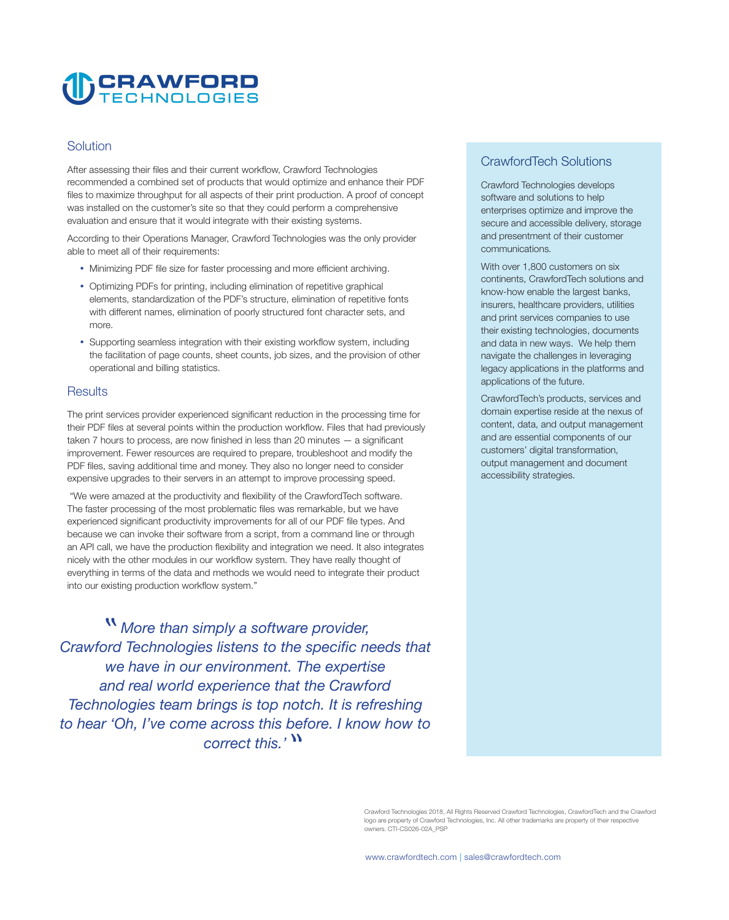CRAWFORD TECHNOLOGIES

## Solution

After assessing their files and their current workflow, Crawford Technologies recommended a combined set of products that would optimize and enhance their PDF files to maximize throughput for all aspects of their print production. A proof of concept was installed on the customer's site so that they could perform a comprehensive evaluation and ensure that it would integrate with their existing systems.

According to their Operations Manager, Crawford Technologies was the only provider able to meet all of their requirements:

- Minimizing PDF file size for faster processing and more efficient archiving.
- Optimizing PDFs for printing, including elimination of repetitive graphical elements, standardization of the PDF's structure, elimination of repetitive fonts with different names, elimination of poorly structured font character sets, and more.
- Supporting seamless integration with their existing workflow system, including the facilitation of page counts, sheet counts, job sizes, and the provision of other operational and billing statistics.

## Results

The print services provider experienced significant reduction in the processing time for their PDF files at several points within the production workflow. Files that had previously taken 7 hours to process, are now finished in less than 20 minutes — a significant improvement. Fewer resources are required to prepare, troubleshoot and modify the PDF files, saving additional time and money. They also no longer need to consider expensive upgrades to their servers in an attempt to improve processing speed.

"We were amazed at the productivity and flexibility of the CrawfordTech software. The faster processing of the most problematic files was remarkable, but we have experienced significant productivity improvements for all of our PDF file types. And because we can invoke their software from a script, from a command line or through an API call, we have the production flexibility and integration we need. It also integrates nicely with the other modules in our workflow system. They have really thought of everything in terms of the data and methods we would need to integrate their product into our existing production workflow system."

> *" More than simply a software provider, Crawford Technologies listens to the specific needs that we have in our environment. The expertise and real world experience that the Crawford Technologies team brings is top notch. It is refreshing to hear 'Oh, I've come across this before. I know how to correct this.' "*

## CrawfordTech Solutions

Crawford Technologies develops software and solutions to help enterprises optimize and improve the secure and accessible delivery, storage and presentment of their customer communications.

With over 1,800 customers on six continents, CrawfordTech solutions and know-how enable the largest banks, insurers, healthcare providers, utilities and print services companies to use their existing technologies, documents and data in new ways. We help them navigate the challenges in leveraging legacy applications in the platforms and applications of the future.

CrawfordTech's products, services and domain expertise reside at the nexus of content, data, and output management and are essential components of our customers' digital transformation, output management and document accessibility strategies.

Crawford Technologies 2018, All Rights Reserved Crawford Technologies, CrawfordTech and the Crawford logo are property of Crawford Technologies, Inc. All other trademarks are property of their respective owners. CTI-CS026-02A_PSP

www.crawfordtech.com | sales@crawfordtech.com